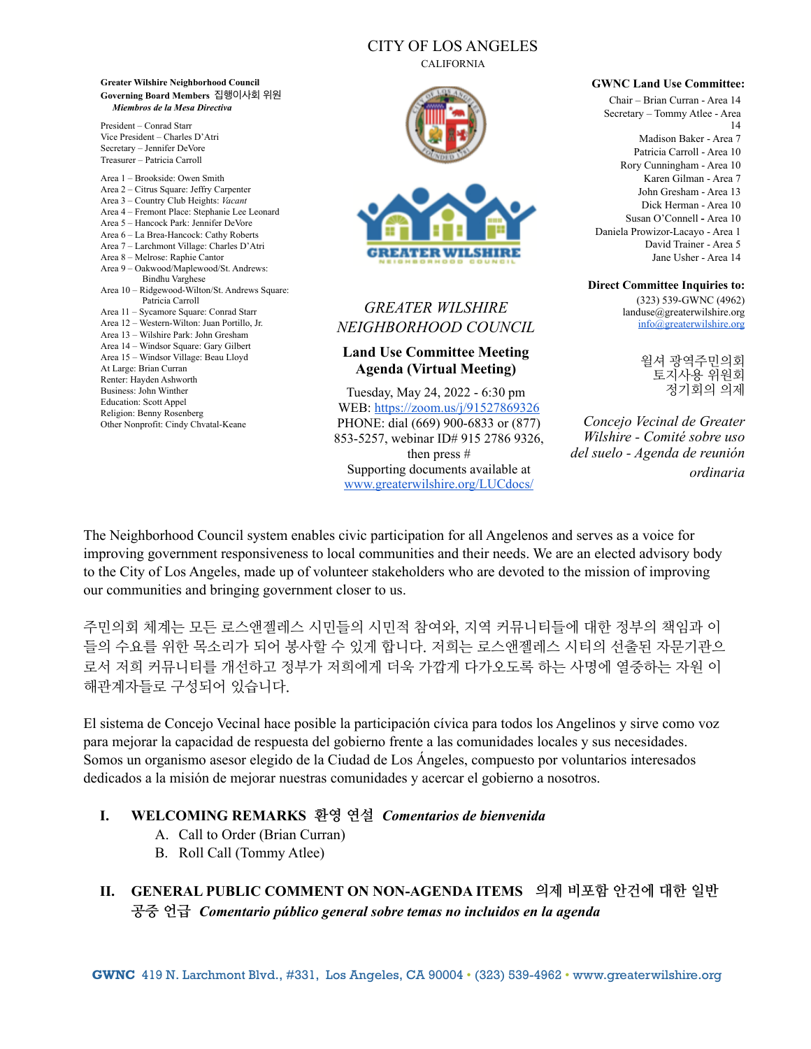CITY OF LOS ANGELES
CALIFORNIA

**Greater Wilshire Neighborhood Council**
**Governing Board Members** 집행이사회 위원
*Miembros de la Mesa Directiva*

President – Conrad Starr
Vice President – Charles D'Atri
Secretary – Jennifer DeVore
Treasurer – Patricia Carroll

Area 1 – Brookside: Owen Smith
Area 2 – Citrus Square: Jeffry Carpenter
Area 3 – Country Club Heights: *Vacant*
Area 4 – Fremont Place: Stephanie Lee Leonard
Area 5 – Hancock Park: Jennifer DeVore
Area 6 – La Brea-Hancock: Cathy Roberts
Area 7 – Larchmont Village: Charles D'Atri
Area 8 – Melrose: Raphie Cantor
Area 9 – Oakwood/Maplewood/St. Andrews: Bindhu Varghese
Area 10 – Ridgewood-Wilton/St. Andrews Square: Patricia Carroll
Area 11 – Sycamore Square: Conrad Starr
Area 12 – Western-Wilton: Juan Portillo, Jr.
Area 13 – Wilshire Park: John Gresham
Area 14 – Windsor Square: Gary Gilbert
Area 15 – Windsor Village: Beau Lloyd
At Large: Brian Curran
Renter: Hayden Ashworth
Business: John Winther
Education: Scott Appel
Religion: Benny Rosenberg
Other Nonprofit: Cindy Chvatal-Keane

*GREATER WILSHIRE NEIGHBORHOOD COUNCIL*

**Land Use Committee Meeting Agenda (Virtual Meeting)**

Tuesday, May 24, 2022 - 6:30 pm
WEB: https://zoom.us/j/91527869326
PHONE: dial (669) 900-6833 or (877) 853-5257, webinar ID# 915 2786 9326, then press #
Supporting documents available at www.greaterwilshire.org/LUCdocs/

**GWNC Land Use Committee:**

Chair – Brian Curran - Area 14
Secretary – Tommy Atlee - Area 14
Madison Baker - Area 7
Patricia Carroll - Area 10
Rory Cunningham - Area 10
Karen Gilman - Area 7
John Gresham - Area 13
Dick Herman - Area 10
Susan O'Connell - Area 10
Daniela Prowizor-Lacayo - Area 1
David Trainer - Area 5
Jane Usher - Area 14

**Direct Committee Inquiries to:**
(323) 539-GWNC (4962)
landuse@greaterwilshire.org
info@greaterwilshire.org

윌셔 광역주민의회
토지사용 위원회
정기회의 의제

*Concejo Vecinal de Greater Wilshire - Comité sobre uso del suelo - Agenda de reunión ordinaria*

The Neighborhood Council system enables civic participation for all Angelenos and serves as a voice for improving government responsiveness to local communities and their needs. We are an elected advisory body to the City of Los Angeles, made up of volunteer stakeholders who are devoted to the mission of improving our communities and bringing government closer to us.

주민의회 체계는 모든 로스앤젤레스 시민들의 시민적 참여와, 지역 커뮤니티들에 대한 정부의 책임과 이들의 수요를 위한 목소리가 되어 봉사할 수 있게 합니다. 저희는 로스앤젤레스 시티의 선출된 자문기관으로서 저희 커뮤니티를 개선하고 정부가 저희에게 더욱 가깝게 다가오도록 하는 사명에 열중하는 자원 이해관계자들로 구성되어 있습니다.

El sistema de Concejo Vecinal hace posible la participación cívica para todos los Angelinos y sirve como voz para mejorar la capacidad de respuesta del gobierno frente a las comunidades locales y sus necesidades. Somos un organismo asesor elegido de la Ciudad de Los Ángeles, compuesto por voluntarios interesados dedicados a la misión de mejorar nuestras comunidades y acercar el gobierno a nosotros.

**I. WELCOMING REMARKS 환영 연설** ***Comentarios de bienvenida***

A. Call to Order (Brian Curran)
B. Roll Call (Tommy Atlee)

**II. GENERAL PUBLIC COMMENT ON NON-AGENDA ITEMS 의제 비포함 안건에 대한 일반 공중 언급** ***Comentario público general sobre temas no incluidos en la agenda***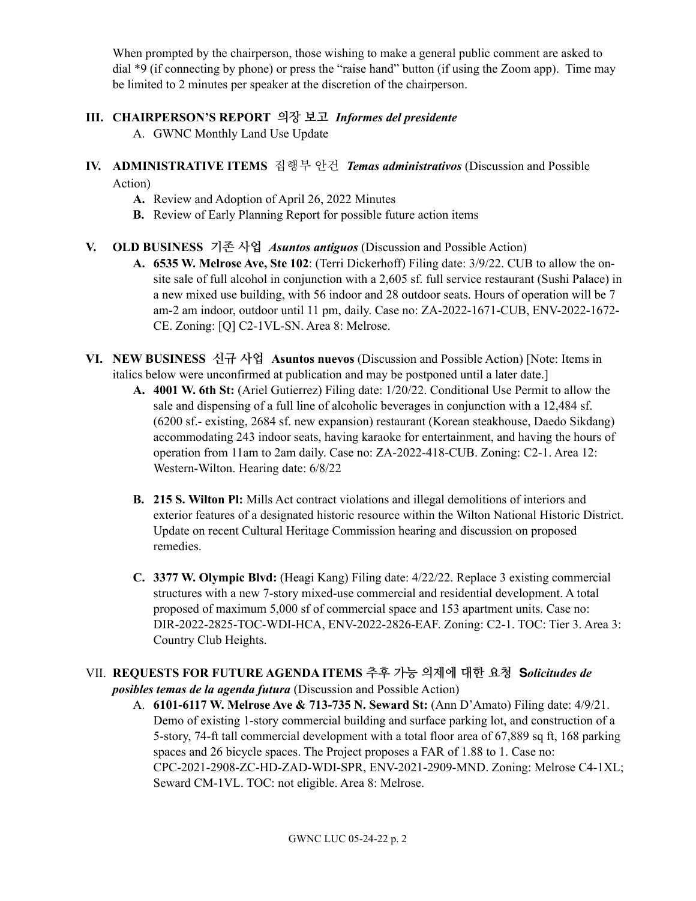When prompted by the chairperson, those wishing to make a general public comment are asked to dial *9 (if connecting by phone) or press the "raise hand" button (if using the Zoom app). Time may be limited to 2 minutes per speaker at the discretion of the chairperson.

## III. CHAIRPERSON'S REPORT 의장 보고 *Informes del presidente*

A. GWNC Monthly Land Use Update

## IV. ADMINISTRATIVE ITEMS 집행부 안건 *Temas administrativos* (Discussion and Possible Action)

**A.** Review and Adoption of April 26, 2022 Minutes

**B.** Review of Early Planning Report for possible future action items

## V. OLD BUSINESS 기존 사업 *Asuntos antiguos* (Discussion and Possible Action)

**A. 6535 W. Melrose Ave, Ste 102**: (Terri Dickerhoff) Filing date: 3/9/22. CUB to allow the on-site sale of full alcohol in conjunction with a 2,605 sf. full service restaurant (Sushi Palace) in a new mixed use building, with 56 indoor and 28 outdoor seats. Hours of operation will be 7 am-2 am indoor, outdoor until 11 pm, daily. Case no: ZA-2022-1671-CUB, ENV-2022-1672-CE. Zoning: [Q] C2-1VL-SN. Area 8: Melrose.

## VI. NEW BUSINESS 신규 사업 Asuntos nuevos (Discussion and Possible Action) [Note: Items in italics below were unconfirmed at publication and may be postponed until a later date.]

**A. 4001 W. 6th St:** (Ariel Gutierrez) Filing date: 1/20/22. Conditional Use Permit to allow the sale and dispensing of a full line of alcoholic beverages in conjunction with a 12,484 sf. (6200 sf.- existing, 2684 sf. new expansion) restaurant (Korean steakhouse, Daedo Sikdang) accommodating 243 indoor seats, having karaoke for entertainment, and having the hours of operation from 11am to 2am daily. Case no: ZA-2022-418-CUB. Zoning: C2-1. Area 12: Western-Wilton. Hearing date: 6/8/22

**B. 215 S. Wilton Pl:** Mills Act contract violations and illegal demolitions of interiors and exterior features of a designated historic resource within the Wilton National Historic District. Update on recent Cultural Heritage Commission hearing and discussion on proposed remedies.

**C. 3377 W. Olympic Blvd:** (Heagi Kang) Filing date: 4/22/22. Replace 3 existing commercial structures with a new 7-story mixed-use commercial and residential development. A total proposed of maximum 5,000 sf of commercial space and 153 apartment units. Case no: DIR-2022-2825-TOC-WDI-HCA, ENV-2022-2826-EAF. Zoning: C2-1. TOC: Tier 3. Area 3: Country Club Heights.

## VII. REQUESTS FOR FUTURE AGENDA ITEMS 추후 가능 의제에 대한 요청 *Solicitudes de posibles temas de la agenda futura* (Discussion and Possible Action)

A. **6101-6117 W. Melrose Ave & 713-735 N. Seward St:** (Ann D'Amato) Filing date: 4/9/21. Demo of existing 1-story commercial building and surface parking lot, and construction of a 5-story, 74-ft tall commercial development with a total floor area of 67,889 sq ft, 168 parking spaces and 26 bicycle spaces. The Project proposes a FAR of 1.88 to 1. Case no: CPC-2021-2908-ZC-HD-ZAD-WDI-SPR, ENV-2021-2909-MND. Zoning: Melrose C4-1XL; Seward CM-1VL. TOC: not eligible. Area 8: Melrose.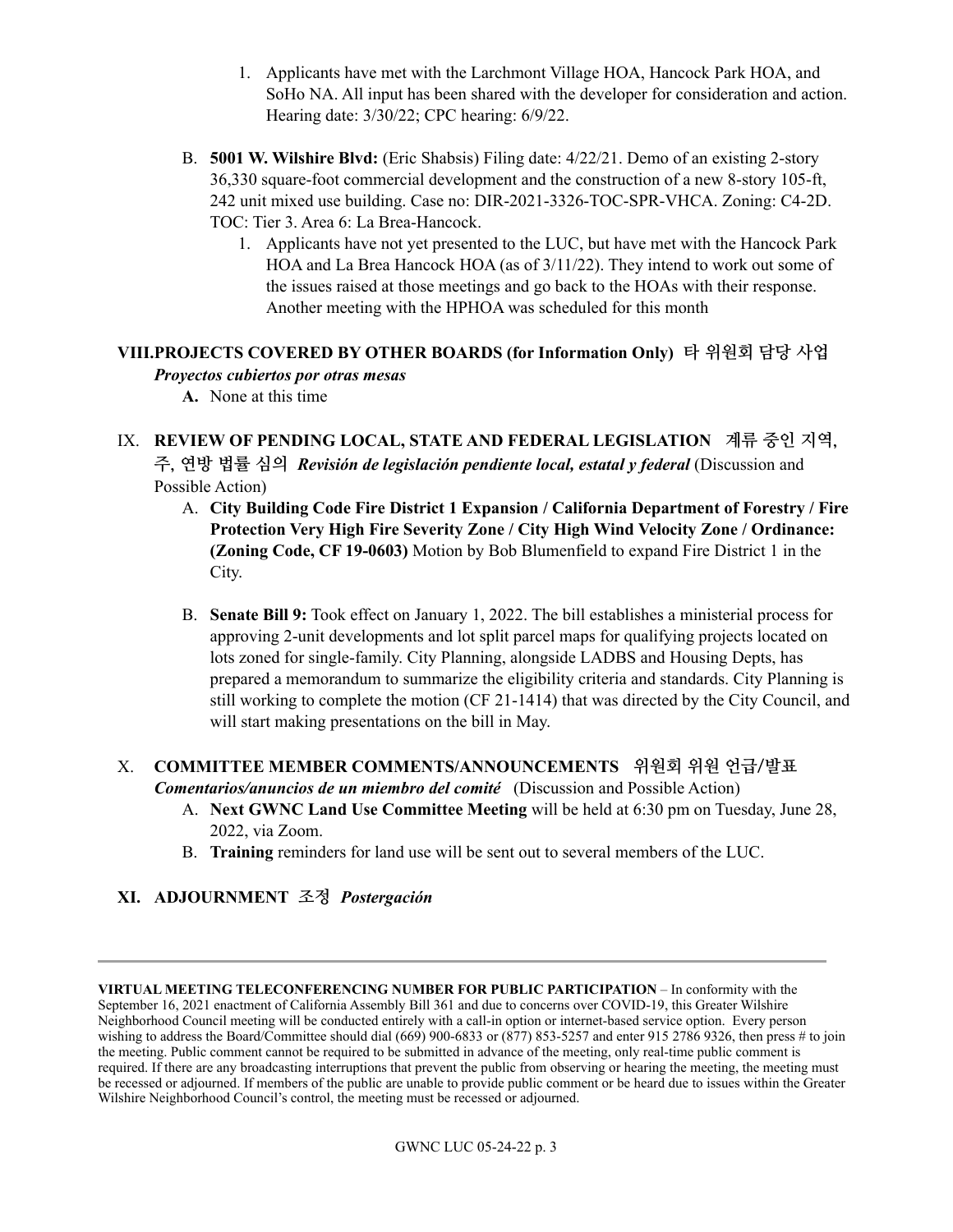1. Applicants have met with the Larchmont Village HOA, Hancock Park HOA, and SoHo NA. All input has been shared with the developer for consideration and action. Hearing date: 3/30/22; CPC hearing: 6/9/22.

B. **5001 W. Wilshire Blvd:** (Eric Shabsis) Filing date: 4/22/21. Demo of an existing 2-story 36,330 square-foot commercial development and the construction of a new 8-story 105-ft, 242 unit mixed use building. Case no: DIR-2021-3326-TOC-SPR-VHCA. Zoning: C4-2D. TOC: Tier 3. Area 6: La Brea-Hancock.

   1. Applicants have not yet presented to the LUC, but have met with the Hancock Park HOA and La Brea Hancock HOA (as of 3/11/22). They intend to work out some of the issues raised at those meetings and go back to the HOAs with their response. Another meeting with the HPHOA was scheduled for this month

## VIII. PROJECTS COVERED BY OTHER BOARDS (for Information Only) 타 위원회 담당 사업 *Proyectos cubiertos por otras mesas*

**A.** None at this time

## IX. REVIEW OF PENDING LOCAL, STATE AND FEDERAL LEGISLATION 계류 중인 지역, 주, 연방 법률 심의 *Revisión de legislación pendiente local, estatal y federal* (Discussion and Possible Action)

A. **City Building Code Fire District 1 Expansion / California Department of Forestry / Fire Protection Very High Fire Severity Zone / City High Wind Velocity Zone / Ordinance: (Zoning Code, CF 19-0603)** Motion by Bob Blumenfield to expand Fire District 1 in the City.

B. **Senate Bill 9:** Took effect on January 1, 2022. The bill establishes a ministerial process for approving 2-unit developments and lot split parcel maps for qualifying projects located on lots zoned for single-family. City Planning, alongside LADBS and Housing Depts, has prepared a memorandum to summarize the eligibility criteria and standards. City Planning is still working to complete the motion (CF 21-1414) that was directed by the City Council, and will start making presentations on the bill in May.

## X. COMMITTEE MEMBER COMMENTS/ANNOUNCEMENTS 위원회 위원 언급/발표 *Comentarios/anuncios de un miembro del comité* (Discussion and Possible Action)

A. **Next GWNC Land Use Committee Meeting** will be held at 6:30 pm on Tuesday, June 28, 2022, via Zoom.

B. **Training** reminders for land use will be sent out to several members of the LUC.

## XI. ADJOURNMENT 조정 *Postergación*

---

**VIRTUAL MEETING TELECONFERENCING NUMBER FOR PUBLIC PARTICIPATION** – In conformity with the September 16, 2021 enactment of California Assembly Bill 361 and due to concerns over COVID-19, this Greater Wilshire Neighborhood Council meeting will be conducted entirely with a call-in option or internet-based service option. Every person wishing to address the Board/Committee should dial (669) 900-6833 or (877) 853-5257 and enter 915 2786 9326, then press # to join the meeting. Public comment cannot be required to be submitted in advance of the meeting, only real-time public comment is required. If there are any broadcasting interruptions that prevent the public from observing or hearing the meeting, the meeting must be recessed or adjourned. If members of the public are unable to provide public comment or be heard due to issues within the Greater Wilshire Neighborhood Council's control, the meeting must be recessed or adjourned.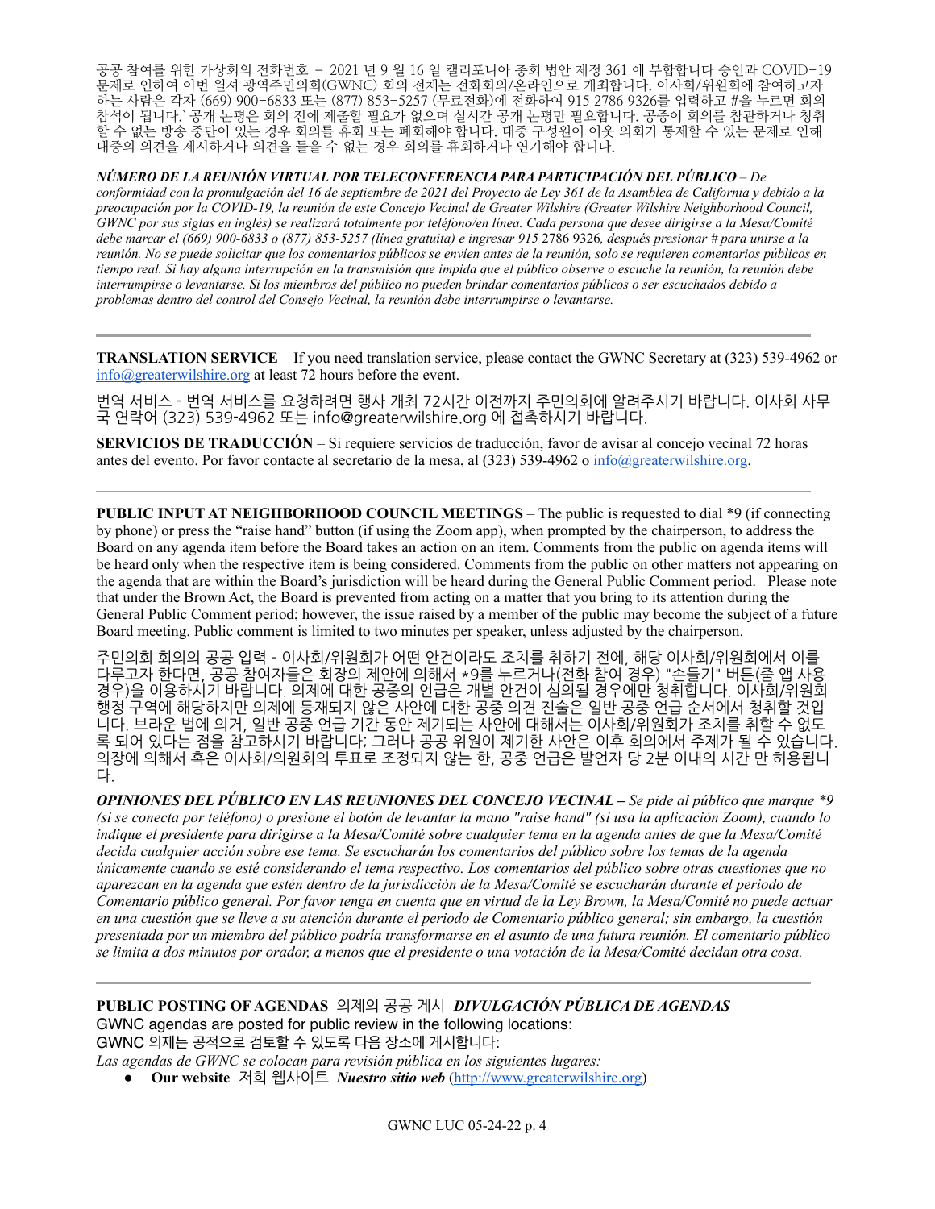공공 참여를 위한 가상회의 전화번호 – 2021 년 9 월 16 일 캘리포니아 총회 법안 제정 361 에 부합합니다 승인과 COVID-19 문제로 인하여 이번 윌셔 광역주민의회(GWNC) 회의 전체는 전화회의/온라인으로 개최합니다. 이사회/위원회에 참여하고자 하는 사람은 각자 (669) 900-6833 또는 (877) 853-5257 (무료전화)에 전화하여 915 2786 9326를 입력하고 #을 누르면 회의 참석이 됩니다.` 공개 논평은 회의 전에 제출할 필요가 없으며 실시간 공개 논평만 필요합니다. 공중이 회의를 참관하거나 청취할 수 없는 방송 중단이 있는 경우 회의를 휴회 또는 폐회해야 합니다. 대중 구성원이 이웃 의회가 통제할 수 있는 문제로 인해 대중의 의견을 제시하거나 의견을 들을 수 없는 경우 회의를 휴회하거나 연기해야 합니다.

***NÚMERO DE LA REUNIÓN VIRTUAL POR TELECONFERENCIA PARA PARTICIPACIÓN DEL PÚBLICO** – De conformidad con la promulgación del 16 de septiembre de 2021 del Proyecto de Ley 361 de la Asamblea de California y debido a la preocupación por la COVID-19, la reunión de este Concejo Vecinal de Greater Wilshire (Greater Wilshire Neighborhood Council, GWNC por sus siglas en inglés) se realizará totalmente por teléfono/en línea. Cada persona que desee dirigirse a la Mesa/Comité debe marcar el (669) 900-6833 o (877) 853-5257 (línea gratuita) e ingresar 915* 2786 9326*, después presionar # para unirse a la reunión. No se puede solicitar que los comentarios públicos se envíen antes de la reunión, solo se requieren comentarios públicos en tiempo real. Si hay alguna interrupción en la transmisión que impida que el público observe o escuche la reunión, la reunión debe interrumpirse o levantarse. Si los miembros del público no pueden brindar comentarios públicos o ser escuchados debido a problemas dentro del control del Consejo Vecinal, la reunión debe interrumpirse o levantarse.*

---

**TRANSLATION SERVICE** – If you need translation service, please contact the GWNC Secretary at (323) 539-4962 or info@greaterwilshire.org at least 72 hours before the event.

번역 서비스 - 번역 서비스를 요청하려면 행사 개최 72시간 이전까지 주민의회에 알려주시기 바랍니다. 이사회 사무국 연락어 (323) 539-4962 또는 info@greaterwilshire.org 에 접촉하시기 바랍니다.

**SERVICIOS DE TRADUCCIÓN** – Si requiere servicios de traducción, favor de avisar al concejo vecinal 72 horas antes del evento. Por favor contacte al secretario de la mesa, al (323) 539-4962 o info@greaterwilshire.org.

---

**PUBLIC INPUT AT NEIGHBORHOOD COUNCIL MEETINGS** – The public is requested to dial *9 (if connecting by phone) or press the "raise hand" button (if using the Zoom app), when prompted by the chairperson, to address the Board on any agenda item before the Board takes an action on an item. Comments from the public on agenda items will be heard only when the respective item is being considered. Comments from the public on other matters not appearing on the agenda that are within the Board's jurisdiction will be heard during the General Public Comment period. Please note that under the Brown Act, the Board is prevented from acting on a matter that you bring to its attention during the General Public Comment period; however, the issue raised by a member of the public may become the subject of a future Board meeting. Public comment is limited to two minutes per speaker, unless adjusted by the chairperson.

주민의회 회의의 공공 입력 - 이사회/위원회가 어떤 안건이라도 조치를 취하기 전에, 해당 이사회/위원회에서 이를 다루고자 한다면, 공공 참여자들은 회장의 제안에 의해서 *9를 누르거나(전화 참여 경우) "손들기" 버튼(줌 앱 사용 경우)을 이용하시기 바랍니다. 의제에 대한 공중의 언급은 개별 안건이 심의될 경우에만 청취합니다. 이사회/위원회 행정 구역에 해당하지만 의제에 등재되지 않은 사안에 대한 공중 의견 진술은 일반 공중 언급 순서에서 청취할 것입니다. 브라운 법에 의거, 일반 공중 언급 기간 동안 제기되는 사안에 대해서는 이사회/위원회가 조치를 취할 수 없도록 되어 있다는 점을 참고하시기 바랍니다; 그러나 공공 위원이 제기한 사안은 이후 회의에서 주제가 될 수 있습니다. 의장에 의해서 혹은 이사회/의원회의 투표로 조정되지 않는 한, 공중 언급은 발언자 당 2분 이내의 시간 만 허용됩니다.

***OPINIONES DEL PÚBLICO EN LAS REUNIONES DEL CONCEJO VECINAL** – Se pide al público que marque *9 (si se conecta por teléfono) o presione el botón de levantar la mano "raise hand" (si usa la aplicación Zoom), cuando lo indique el presidente para dirigirse a la Mesa/Comité sobre cualquier tema en la agenda antes de que la Mesa/Comité decida cualquier acción sobre ese tema. Se escucharán los comentarios del público sobre los temas de la agenda únicamente cuando se esté considerando el tema respectivo. Los comentarios del público sobre otras cuestiones que no aparezcan en la agenda que estén dentro de la jurisdicción de la Mesa/Comité se escucharán durante el periodo de Comentario público general. Por favor tenga en cuenta que en virtud de la Ley Brown, la Mesa/Comité no puede actuar en una cuestión que se lleve a su atención durante el periodo de Comentario público general; sin embargo, la cuestión presentada por un miembro del público podría transformarse en el asunto de una futura reunión. El comentario público se limita a dos minutos por orador, a menos que el presidente o una votación de la Mesa/Comité decidan otra cosa.*

---

**PUBLIC POSTING OF AGENDAS** 의제의 공공 게시 ***DIVULGACIÓN PÚBLICA DE AGENDAS***

GWNC agendas are posted for public review in the following locations:

GWNC 의제는 공적으로 검토할 수 있도록 다음 장소에 게시합니다:

*Las agendas de GWNC se colocan para revisión pública en los siguientes lugares:*

- **Our website** 저희 웹사이트 ***Nuestro sitio web*** (http://www.greaterwilshire.org)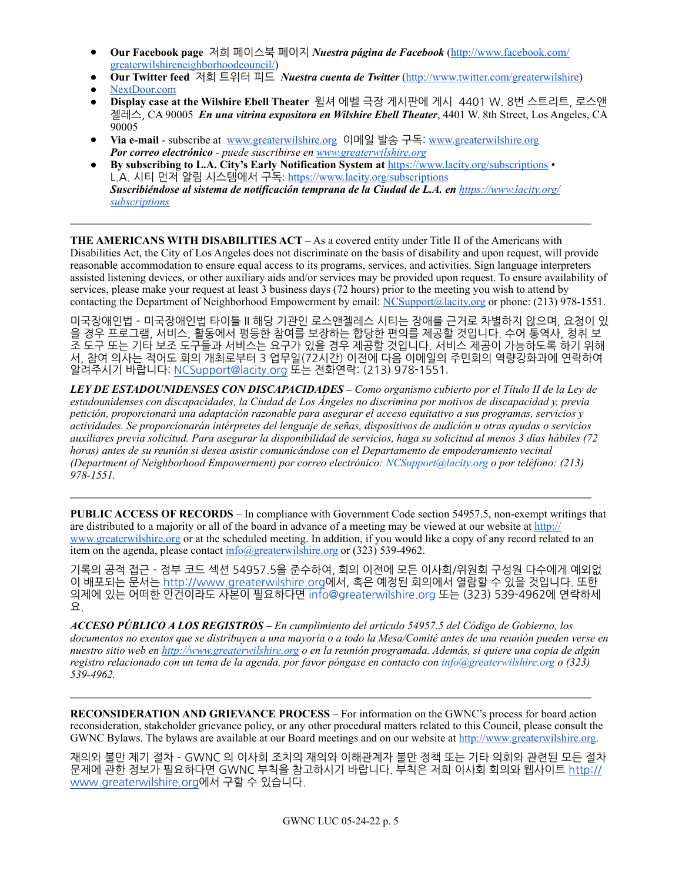- **Our Facebook page** 저희 페이스북 페이지 ***Nuestra página de Facebook*** (http://www.facebook.com/greaterwilshireneighborhoodcouncil/)
- **Our Twitter feed** 저희 트위터 피드 ***Nuestra cuenta de Twitter*** (http://www.twitter.com/greaterwilshire)
- NextDoor.com
- **Display case at the Wilshire Ebell Theater** 윌셔 에벨 극장 게시판에 게시 4401 W. 8번 스트리트, 로스앤젤레스, CA 90005 ***En una vitrina expositora en Wilshire Ebell Theater***, 4401 W. 8th Street, Los Angeles, CA 90005
- **Via e-mail** - subscribe at www.greaterwilshire.org 이메일 발송 구독: www.greaterwilshire.org ***Por correo electrónico*** *- puede suscribirse en www.greaterwilshire.org*
- **By subscribing to L.A. City's Early Notification System at** https://www.lacity.org/subscriptions • L.A. 시티 먼저 알림 시스템에서 구독: https://www.lacity.org/subscriptions ***Suscribiéndose al sistema de notificación temprana de la Ciudad de L.A. en*** *https://www.lacity.org/subscriptions*

---

**THE AMERICANS WITH DISABILITIES ACT** – As a covered entity under Title II of the Americans with Disabilities Act, the City of Los Angeles does not discriminate on the basis of disability and upon request, will provide reasonable accommodation to ensure equal access to its programs, services, and activities. Sign language interpreters assisted listening devices, or other auxiliary aids and/or services may be provided upon request. To ensure availability of services, please make your request at least 3 business days (72 hours) prior to the meeting you wish to attend by contacting the Department of Neighborhood Empowerment by email: NCSupport@lacity.org or phone: (213) 978-1551.

미국장애인법 - 미국장애인법 타이틀 II 해당 기관인 로스앤젤레스 시티는 장애를 근거로 차별하지 않으며, 요청이 있을 경우 프로그램, 서비스, 활동에서 평등한 참여를 보장하는 합당한 편의를 제공할 것입니다. 수어 통역사, 청취 보조 도구 또는 기타 보조 도구들과 서비스는 요구가 있을 경우 제공할 것입니다. 서비스 제공이 가능하도록 하기 위해서, 참여 의사는 적어도 회의 개최로부터 3 업무일(72시간) 이전에 다음 이메일의 주민회의 역량강화과에 연락하여 알려주시기 바랍니다: NCSupport@lacity.org 또는 전화연락: (213) 978-1551.

***LEY DE ESTADOUNIDENSES CON DISCAPACIDADES*** *– Como organismo cubierto por el Título II de la Ley de estadounidenses con discapacidades, la Ciudad de Los Ángeles no discrimina por motivos de discapacidad y, previa petición, proporcionará una adaptación razonable para asegurar el acceso equitativo a sus programas, servicios y actividades. Se proporcionarán intérpretes del lenguaje de señas, dispositivos de audición u otras ayudas o servicios auxiliares previa solicitud. Para asegurar la disponibilidad de servicios, haga su solicitud al menos 3 días hábiles (72 horas) antes de su reunión si desea asistir comunicándose con el Departamento de empoderamiento vecinal (Department of Neighborhood Empowerment) por correo electrónico: NCSupport@lacity.org o por teléfono: (213) 978-1551.*

---

**PUBLIC ACCESS OF RECORDS** – In compliance with Government Code section 54957.5, non-exempt writings that are distributed to a majority or all of the board in advance of a meeting may be viewed at our website at http://www.greaterwilshire.org or at the scheduled meeting. In addition, if you would like a copy of any record related to an item on the agenda, please contact info@greaterwilshire.org or (323) 539-4962.

기록의 공적 접근 - 정부 코드 섹션 54957.5을 준수하여, 회의 이전에 모든 이사회/위원회 구성원 다수에게 예외없이 배포되는 문서는 http://www.greaterwilshire.org에서, 혹은 예정된 회의에서 열람할 수 있을 것입니다. 또한 의제에 있는 어떠한 안건이라도 사본이 필요하다면 info@greaterwilshire.org 또는 (323) 539-4962에 연락하세요.

***ACCESO PÚBLICO A LOS REGISTROS*** *– En cumplimiento del artículo 54957.5 del Código de Gobierno, los documentos no exentos que se distribuyen a una mayoría o a todo la Mesa/Comité antes de una reunión pueden verse en nuestro sitio web en http://www.greaterwilshire.org o en la reunión programada. Además, si quiere una copia de algún registro relacionado con un tema de la agenda, por favor póngase en contacto con info@greaterwilshire.org o (323) 539-4962.*

---

**RECONSIDERATION AND GRIEVANCE PROCESS** – For information on the GWNC's process for board action reconsideration, stakeholder grievance policy, or any other procedural matters related to this Council, please consult the GWNC Bylaws. The bylaws are available at our Board meetings and on our website at http://www.greaterwilshire.org.

재의와 불만 제기 절차 - GWNC 의 이사회 조치의 재의와 이해관계자 불만 정책 또는 기타 의회와 관련된 모든 절차 문제에 관한 정보가 필요하다면 GWNC 부칙을 참고하시기 바랍니다. 부칙은 저희 이사회 회의와 웹사이트 http://www.greaterwilshire.org에서 구할 수 있습니다.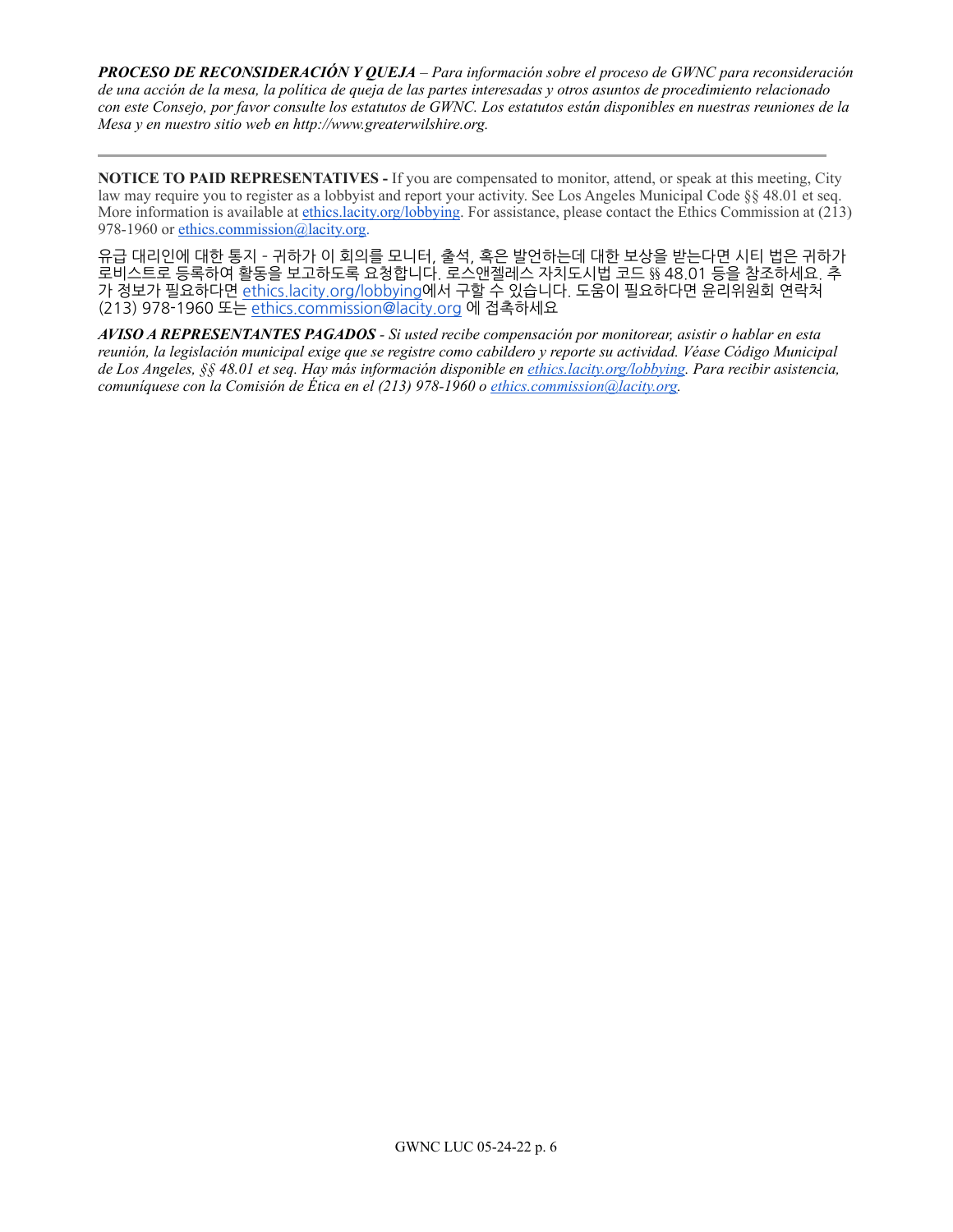***PROCESO DE RECONSIDERACIÓN Y QUEJA*** *– Para información sobre el proceso de GWNC para reconsideración de una acción de la mesa, la política de queja de las partes interesadas y otros asuntos de procedimiento relacionado con este Consejo, por favor consulte los estatutos de GWNC. Los estatutos están disponibles en nuestras reuniones de la Mesa y en nuestro sitio web en http://www.greaterwilshire.org.*

---

**NOTICE TO PAID REPRESENTATIVES -** If you are compensated to monitor, attend, or speak at this meeting, City law may require you to register as a lobbyist and report your activity. See Los Angeles Municipal Code §§ 48.01 et seq. More information is available at ethics.lacity.org/lobbying. For assistance, please contact the Ethics Commission at (213) 978-1960 or ethics.commission@lacity.org.

유급 대리인에 대한 통지 - 귀하가 이 회의를 모니터, 출석, 혹은 발언하는데 대한 보상을 받는다면 시티 법은 귀하가 로비스트로 등록하여 활동을 보고하도록 요청합니다. 로스앤젤레스 자치도시법 코드 §§ 48.01 등을 참조하세요. 추가 정보가 필요하다면 ethics.lacity.org/lobbying에서 구할 수 있습니다. 도움이 필요하다면 윤리위원회 연락처 (213) 978-1960 또는 ethics.commission@lacity.org 에 접촉하세요

***AVISO A REPRESENTANTES PAGADOS*** *- Si usted recibe compensación por monitorear, asistir o hablar en esta reunión, la legislación municipal exige que se registre como cabildero y reporte su actividad. Véase Código Municipal de Los Angeles, §§ 48.01 et seq. Hay más información disponible en ethics.lacity.org/lobbying. Para recibir asistencia, comuníquese con la Comisión de Ética en el (213) 978-1960 o ethics.commission@lacity.org.*